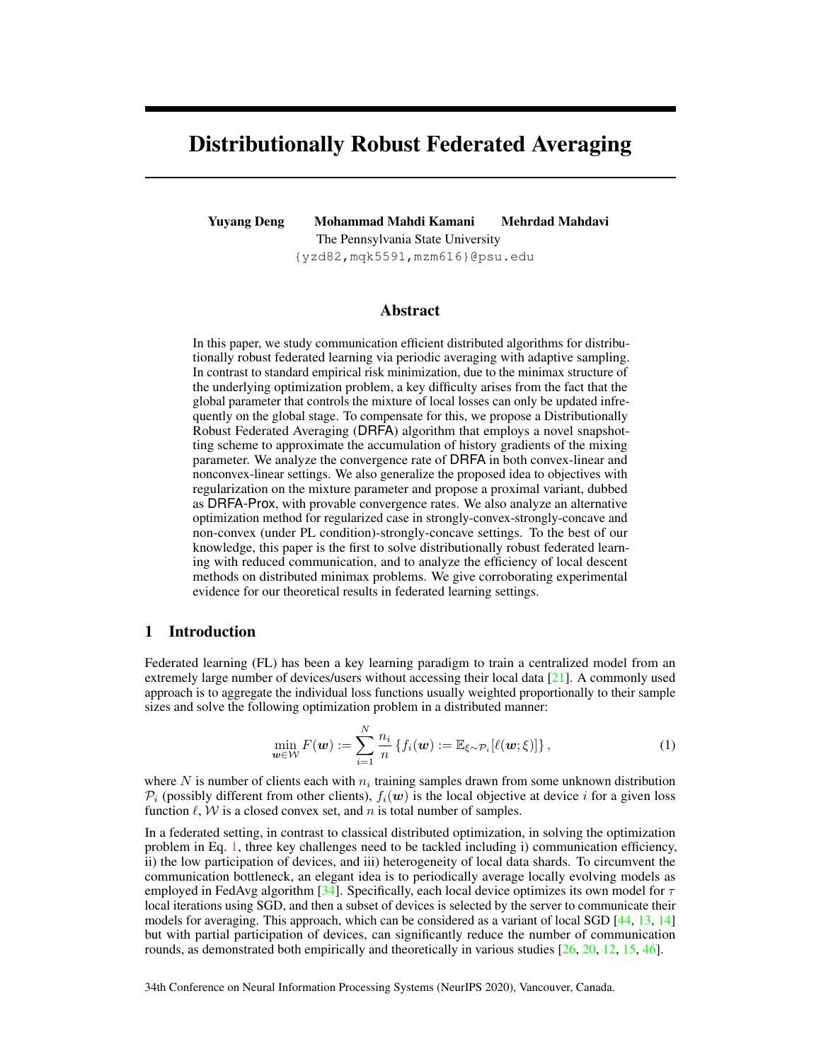# Distributionally Robust Federated Averaging

**Yuyang Deng  Mohammad Mahdi Kamani  Mehrdad Mahdavi**

The Pennsylvania State University

{yzd82,mqk5591,mzm616}@psu.edu

## Abstract

In this paper, we study communication efficient distributed algorithms for distributionally robust federated learning via periodic averaging with adaptive sampling. In contrast to standard empirical risk minimization, due to the minimax structure of the underlying optimization problem, a key difficulty arises from the fact that the global parameter that controls the mixture of local losses can only be updated infrequently on the global stage. To compensate for this, we propose a Distributionally Robust Federated Averaging (DRFA) algorithm that employs a novel snapshotting scheme to approximate the accumulation of history gradients of the mixing parameter. We analyze the convergence rate of DRFA in both convex-linear and nonconvex-linear settings. We also generalize the proposed idea to objectives with regularization on the mixture parameter and propose a proximal variant, dubbed as DRFA-Prox, with provable convergence rates. We also analyze an alternative optimization method for regularized case in strongly-convex-strongly-concave and non-convex (under PL condition)-strongly-concave settings. To the best of our knowledge, this paper is the first to solve distributionally robust federated learning with reduced communication, and to analyze the efficiency of local descent methods on distributed minimax problems. We give corroborating experimental evidence for our theoretical results in federated learning settings.

## 1 Introduction

Federated learning (FL) has been a key learning paradigm to train a centralized model from an extremely large number of devices/users without accessing their local data [21]. A commonly used approach is to aggregate the individual loss functions usually weighted proportionally to their sample sizes and solve the following optimization problem in a distributed manner:

$$\min_{\boldsymbol{w} \in \mathcal{W}} F(\boldsymbol{w}) := \sum_{i=1}^{N} \frac{n_i}{n} \left\{ f_i(\boldsymbol{w}) := \mathbb{E}_{\xi \sim \mathcal{P}_i}[\ell(\boldsymbol{w}; \xi)] \right\}, \tag{1}$$

where $N$ is number of clients each with $n_i$ training samples drawn from some unknown distribution $\mathcal{P}_i$ (possibly different from other clients), $f_i(\boldsymbol{w})$ is the local objective at device $i$ for a given loss function $\ell$, $\mathcal{W}$ is a closed convex set, and $n$ is total number of samples.

In a federated setting, in contrast to classical distributed optimization, in solving the optimization problem in Eq. 1, three key challenges need to be tackled including i) communication efficiency, ii) the low participation of devices, and iii) heterogeneity of local data shards. To circumvent the communication bottleneck, an elegant idea is to periodically average locally evolving models as employed in FedAvg algorithm [34]. Specifically, each local device optimizes its own model for $\tau$ local iterations using SGD, and then a subset of devices is selected by the server to communicate their models for averaging. This approach, which can be considered as a variant of local SGD [44, 13, 14] but with partial participation of devices, can significantly reduce the number of communication rounds, as demonstrated both empirically and theoretically in various studies [26, 20, 12, 15, 46].

34th Conference on Neural Information Processing Systems (NeurIPS 2020), Vancouver, Canada.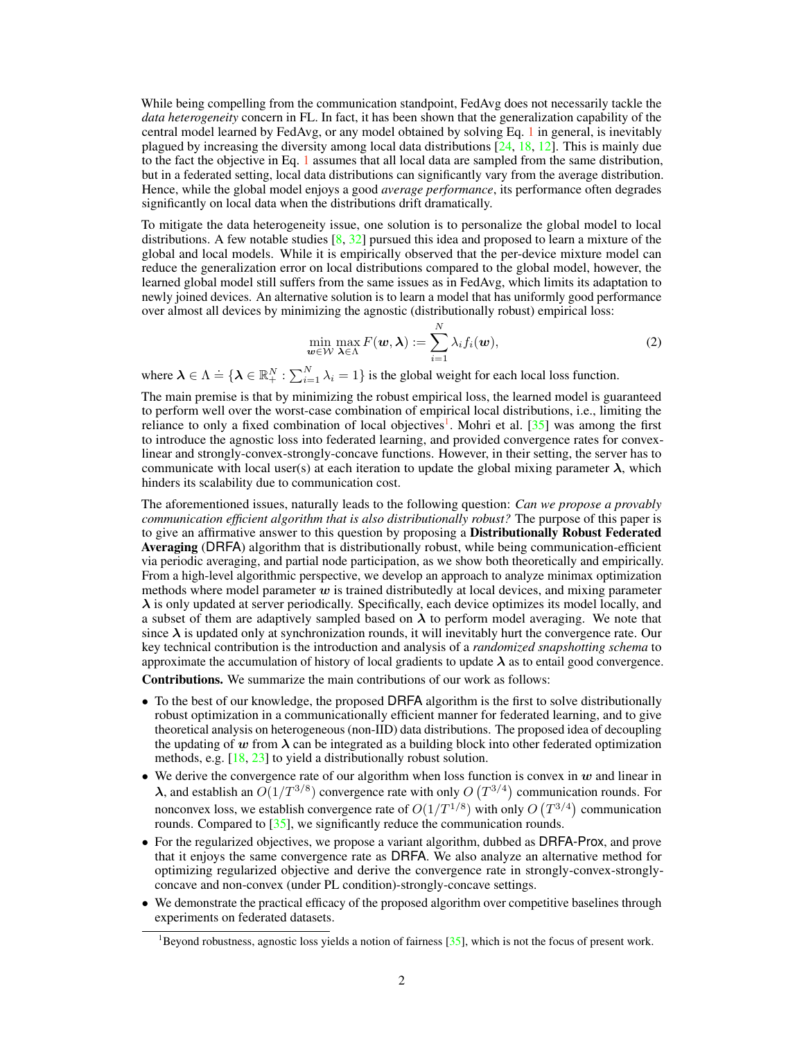While being compelling from the communication standpoint, FedAvg does not necessarily tackle the *data heterogeneity* concern in FL. In fact, it has been shown that the generalization capability of the central model learned by FedAvg, or any model obtained by solving Eq. 1 in general, is inevitably plagued by increasing the diversity among local data distributions [24, 18, 12]. This is mainly due to the fact the objective in Eq. 1 assumes that all local data are sampled from the same distribution, but in a federated setting, local data distributions can significantly vary from the average distribution. Hence, while the global model enjoys a good *average performance*, its performance often degrades significantly on local data when the distributions drift dramatically.

To mitigate the data heterogeneity issue, one solution is to personalize the global model to local distributions. A few notable studies [8, 32] pursued this idea and proposed to learn a mixture of the global and local models. While it is empirically observed that the per-device mixture model can reduce the generalization error on local distributions compared to the global model, however, the learned global model still suffers from the same issues as in FedAvg, which limits its adaptation to newly joined devices. An alternative solution is to learn a model that has uniformly good performance over almost all devices by minimizing the agnostic (distributionally robust) empirical loss:

$$\min_{\boldsymbol{w}\in\mathcal{W}} \max_{\boldsymbol{\lambda}\in\Lambda} F(\boldsymbol{w},\boldsymbol{\lambda}) := \sum_{i=1}^{N} \lambda_i f_i(\boldsymbol{w}), \tag{2}$$

where $\boldsymbol{\lambda} \in \Lambda \doteq \{\boldsymbol{\lambda} \in \mathbb{R}_+^N : \sum_{i=1}^N \lambda_i = 1\}$ is the global weight for each local loss function.

The main premise is that by minimizing the robust empirical loss, the learned model is guaranteed to perform well over the worst-case combination of empirical local distributions, i.e., limiting the reliance to only a fixed combination of local objectives[1]. Mohri et al. [35] was among the first to introduce the agnostic loss into federated learning, and provided convergence rates for convex-linear and strongly-convex-strongly-concave functions. However, in their setting, the server has to communicate with local user(s) at each iteration to update the global mixing parameter $\boldsymbol{\lambda}$, which hinders its scalability due to communication cost.

The aforementioned issues, naturally leads to the following question: *Can we propose a provably communication efficient algorithm that is also distributionally robust?* The purpose of this paper is to give an affirmative answer to this question by proposing a **Distributionally Robust Federated Averaging** (DRFA) algorithm that is distributionally robust, while being communication-efficient via periodic averaging, and partial node participation, as we show both theoretically and empirically. From a high-level algorithmic perspective, we develop an approach to analyze minimax optimization methods where model parameter $\boldsymbol{w}$ is trained distributedly at local devices, and mixing parameter $\boldsymbol{\lambda}$ is only updated at server periodically. Specifically, each device optimizes its model locally, and a subset of them are adaptively sampled based on $\boldsymbol{\lambda}$ to perform model averaging. We note that since $\boldsymbol{\lambda}$ is updated only at synchronization rounds, it will inevitably hurt the convergence rate. Our key technical contribution is the introduction and analysis of a *randomized snapshotting schema* to approximate the accumulation of history of local gradients to update $\boldsymbol{\lambda}$ as to entail good convergence.

**Contributions.** We summarize the main contributions of our work as follows:

- To the best of our knowledge, the proposed DRFA algorithm is the first to solve distributionally robust optimization in a communicationally efficient manner for federated learning, and to give theoretical analysis on heterogeneous (non-IID) data distributions. The proposed idea of decoupling the updating of $\boldsymbol{w}$ from $\boldsymbol{\lambda}$ can be integrated as a building block into other federated optimization methods, e.g. [18, 23] to yield a distributionally robust solution.
- We derive the convergence rate of our algorithm when loss function is convex in $\boldsymbol{w}$ and linear in $\boldsymbol{\lambda}$, and establish an $O(1/T^{3/8})$ convergence rate with only $O\left(T^{3/4}\right)$ communication rounds. For nonconvex loss, we establish convergence rate of $O(1/T^{1/8})$ with only $O\left(T^{3/4}\right)$ communication rounds. Compared to [35], we significantly reduce the communication rounds.
- For the regularized objectives, we propose a variant algorithm, dubbed as DRFA-Prox, and prove that it enjoys the same convergence rate as DRFA. We also analyze an alternative method for optimizing regularized objective and derive the convergence rate in strongly-convex-strongly-concave and non-convex (under PL condition)-strongly-concave settings.
- We demonstrate the practical efficacy of the proposed algorithm over competitive baselines through experiments on federated datasets.

[1]Beyond robustness, agnostic loss yields a notion of fairness [35], which is not the focus of present work.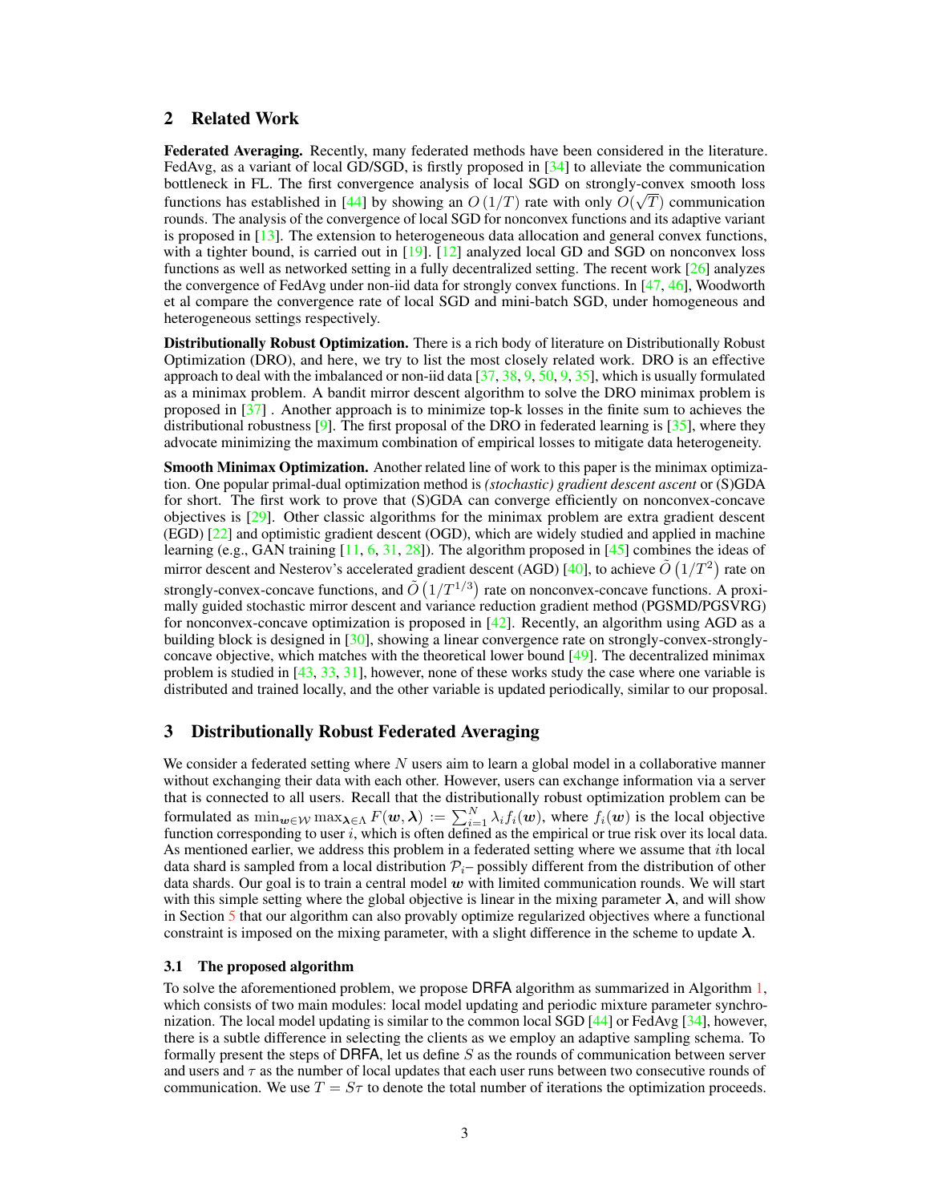## 2 Related Work

**Federated Averaging.** Recently, many federated methods have been considered in the literature. FedAvg, as a variant of local GD/SGD, is firstly proposed in [34] to alleviate the communication bottleneck in FL. The first convergence analysis of local SGD on strongly-convex smooth loss functions has established in [44] by showing an $O(1/T)$ rate with only $O(\sqrt{T})$ communication rounds. The analysis of the convergence of local SGD for nonconvex functions and its adaptive variant is proposed in [13]. The extension to heterogeneous data allocation and general convex functions, with a tighter bound, is carried out in [19]. [12] analyzed local GD and SGD on nonconvex loss functions as well as networked setting in a fully decentralized setting. The recent work [26] analyzes the convergence of FedAvg under non-iid data for strongly convex functions. In [47, 46], Woodworth et al compare the convergence rate of local SGD and mini-batch SGD, under homogeneous and heterogeneous settings respectively.

**Distributionally Robust Optimization.** There is a rich body of literature on Distributionally Robust Optimization (DRO), and here, we try to list the most closely related work. DRO is an effective approach to deal with the imbalanced or non-iid data [37, 38, 9, 50, 9, 35], which is usually formulated as a minimax problem. A bandit mirror descent algorithm to solve the DRO minimax problem is proposed in [37] . Another approach is to minimize top-k losses in the finite sum to achieves the distributional robustness [9]. The first proposal of the DRO in federated learning is [35], where they advocate minimizing the maximum combination of empirical losses to mitigate data heterogeneity.

**Smooth Minimax Optimization.** Another related line of work to this paper is the minimax optimization. One popular primal-dual optimization method is *(stochastic) gradient descent ascent* or (S)GDA for short. The first work to prove that (S)GDA can converge efficiently on nonconvex-concave objectives is [29]. Other classic algorithms for the minimax problem are extra gradient descent (EGD) [22] and optimistic gradient descent (OGD), which are widely studied and applied in machine learning (e.g., GAN training [11, 6, 31, 28]). The algorithm proposed in [45] combines the ideas of mirror descent and Nesterov's accelerated gradient descent (AGD) [40], to achieve $\tilde{O}\left(1/T^2\right)$ rate on strongly-convex-concave functions, and $\tilde{O}\left(1/T^{1/3}\right)$ rate on nonconvex-concave functions. A proximally guided stochastic mirror descent and variance reduction gradient method (PGSMD/PGSVRG) for nonconvex-concave optimization is proposed in [42]. Recently, an algorithm using AGD as a building block is designed in [30], showing a linear convergence rate on strongly-convex-strongly-concave objective, which matches with the theoretical lower bound [49]. The decentralized minimax problem is studied in [43, 33, 31], however, none of these works study the case where one variable is distributed and trained locally, and the other variable is updated periodically, similar to our proposal.

## 3 Distributionally Robust Federated Averaging

We consider a federated setting where $N$ users aim to learn a global model in a collaborative manner without exchanging their data with each other. However, users can exchange information via a server that is connected to all users. Recall that the distributionally robust optimization problem can be formulated as $\min_{\boldsymbol{w}\in\mathcal{W}} \max_{\boldsymbol{\lambda}\in\Lambda} F(\boldsymbol{w},\boldsymbol{\lambda}) := \sum_{i=1}^{N} \lambda_i f_i(\boldsymbol{w})$, where $f_i(\boldsymbol{w})$ is the local objective function corresponding to user $i$, which is often defined as the empirical or true risk over its local data. As mentioned earlier, we address this problem in a federated setting where we assume that $i$th local data shard is sampled from a local distribution $\mathcal{P}_i$– possibly different from the distribution of other data shards. Our goal is to train a central model $\boldsymbol{w}$ with limited communication rounds. We will start with this simple setting where the global objective is linear in the mixing parameter $\boldsymbol{\lambda}$, and will show in Section 5 that our algorithm can also provably optimize regularized objectives where a functional constraint is imposed on the mixing parameter, with a slight difference in the scheme to update $\boldsymbol{\lambda}$.

### 3.1 The proposed algorithm

To solve the aforementioned problem, we propose DRFA algorithm as summarized in Algorithm 1, which consists of two main modules: local model updating and periodic mixture parameter synchronization. The local model updating is similar to the common local SGD [44] or FedAvg [34], however, there is a subtle difference in selecting the clients as we employ an adaptive sampling schema. To formally present the steps of DRFA, let us define $S$ as the rounds of communication between server and users and $\tau$ as the number of local updates that each user runs between two consecutive rounds of communication. We use $T = S\tau$ to denote the total number of iterations the optimization proceeds.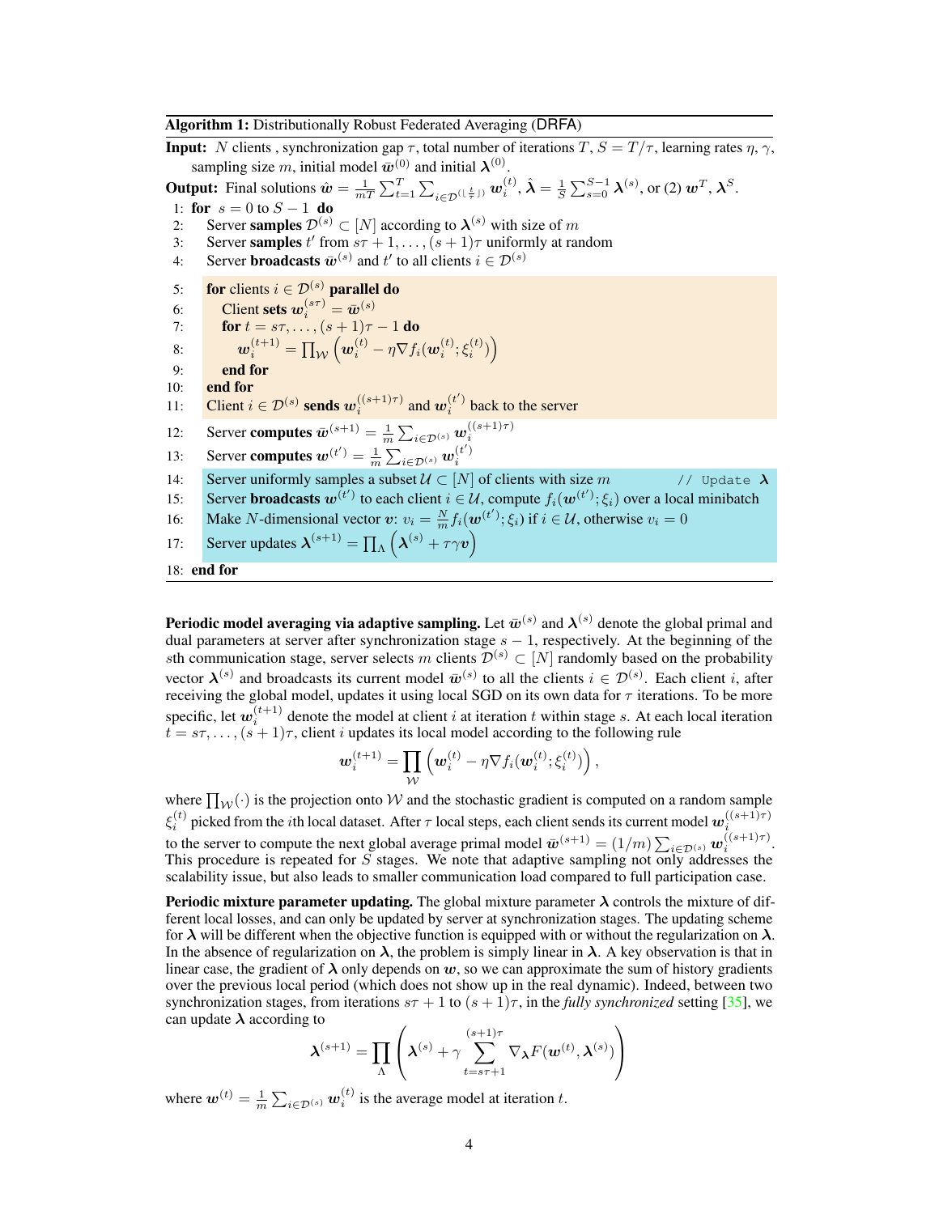**Algorithm 1:** Distributionally Robust Federated Averaging (DRFA)

**Input:** $N$ clients , synchronization gap $\tau$, total number of iterations $T$, $S = T/\tau$, learning rates $\eta$, $\gamma$, sampling size $m$, initial model $\bar{\boldsymbol{w}}^{(0)}$ and initial $\boldsymbol{\lambda}^{(0)}$.

**Output:** Final solutions $\hat{\boldsymbol{w}} = \frac{1}{mT}\sum_{t=1}^{T}\sum_{i\in\mathcal{D}^{(\lfloor \frac{t}{\tau}\rfloor)}} \boldsymbol{w}_i^{(t)}$, $\hat{\boldsymbol{\lambda}} = \frac{1}{S}\sum_{s=0}^{S-1}\boldsymbol{\lambda}^{(s)}$, or (2) $\boldsymbol{w}^T, \boldsymbol{\lambda}^S$.

1: **for** $s = 0$ to $S-1$ **do**
2: Server **samples** $\mathcal{D}^{(s)} \subset [N]$ according to $\boldsymbol{\lambda}^{(s)}$ with size of $m$
3: Server **samples** $t'$ from $s\tau+1,\ldots,(s+1)\tau$ uniformly at random
4: Server **broadcasts** $\bar{\boldsymbol{w}}^{(s)}$ and $t'$ to all clients $i \in \mathcal{D}^{(s)}$
5: **for** clients $i \in \mathcal{D}^{(s)}$ **parallel do**
6: Client **sets** $\boldsymbol{w}_i^{(s\tau)} = \bar{\boldsymbol{w}}^{(s)}$
7: **for** $t = s\tau, \ldots, (s+1)\tau - 1$ **do**
8: $\boldsymbol{w}_i^{(t+1)} = \prod_{\mathcal{W}}\left(\boldsymbol{w}_i^{(t)} - \eta\nabla f_i(\boldsymbol{w}_i^{(t)};\xi_i^{(t)})\right)$
9: **end for**
10: **end for**
11: Client $i \in \mathcal{D}^{(s)}$ **sends** $\boldsymbol{w}_i^{((s+1)\tau)}$ and $\boldsymbol{w}_i^{(t')}$ back to the server
12: Server **computes** $\bar{\boldsymbol{w}}^{(s+1)} = \frac{1}{m}\sum_{i\in\mathcal{D}^{(s)}}\boldsymbol{w}_i^{((s+1)\tau)}$
13: Server **computes** $\boldsymbol{w}^{(t')} = \frac{1}{m}\sum_{i\in\mathcal{D}^{(s)}}\boldsymbol{w}_i^{(t')}$
14: Server uniformly samples a subset $\mathcal{U} \subset [N]$ of clients with size $m$ // Update $\boldsymbol{\lambda}$
15: Server **broadcasts** $\boldsymbol{w}^{(t')}$ to each client $i \in \mathcal{U}$, compute $f_i(\boldsymbol{w}^{(t')};\xi_i)$ over a local minibatch
16: Make $N$-dimensional vector $\boldsymbol{v}$: $v_i = \frac{N}{m} f_i(\boldsymbol{w}^{(t')};\xi_i)$ if $i \in \mathcal{U}$, otherwise $v_i = 0$
17: Server updates $\boldsymbol{\lambda}^{(s+1)} = \prod_{\Lambda}\left(\boldsymbol{\lambda}^{(s)} + \tau\gamma\boldsymbol{v}\right)$
18: **end for**

**Periodic model averaging via adaptive sampling.** Let $\bar{\boldsymbol{w}}^{(s)}$ and $\boldsymbol{\lambda}^{(s)}$ denote the global primal and dual parameters at server after synchronization stage $s-1$, respectively. At the beginning of the $s$th communication stage, server selects $m$ clients $\mathcal{D}^{(s)} \subset [N]$ randomly based on the probability vector $\boldsymbol{\lambda}^{(s)}$ and broadcasts its current model $\bar{\boldsymbol{w}}^{(s)}$ to all the clients $i \in \mathcal{D}^{(s)}$. Each client $i$, after receiving the global model, updates it using local SGD on its own data for $\tau$ iterations. To be more specific, let $\boldsymbol{w}_i^{(t+1)}$ denote the model at client $i$ at iteration $t$ within stage $s$. At each local iteration $t = s\tau, \ldots, (s+1)\tau$, client $i$ updates its local model according to the following rule

$$\boldsymbol{w}_i^{(t+1)} = \prod_{\mathcal{W}}\left(\boldsymbol{w}_i^{(t)} - \eta\nabla f_i(\boldsymbol{w}_i^{(t)};\xi_i^{(t)})\right),$$

where $\prod_{\mathcal{W}}(\cdot)$ is the projection onto $\mathcal{W}$ and the stochastic gradient is computed on a random sample $\xi_i^{(t)}$ picked from the $i$th local dataset. After $\tau$ local steps, each client sends its current model $\boldsymbol{w}_i^{((s+1)\tau)}$ to the server to compute the next global average primal model $\bar{\boldsymbol{w}}^{(s+1)} = (1/m)\sum_{i\in\mathcal{D}^{(s)}}\boldsymbol{w}_i^{((s+1)\tau)}$. This procedure is repeated for $S$ stages. We note that adaptive sampling not only addresses the scalability issue, but also leads to smaller communication load compared to full participation case.

**Periodic mixture parameter updating.** The global mixture parameter $\boldsymbol{\lambda}$ controls the mixture of different local losses, and can only be updated by server at synchronization stages. The updating scheme for $\boldsymbol{\lambda}$ will be different when the objective function is equipped with or without the regularization on $\boldsymbol{\lambda}$. In the absence of regularization on $\boldsymbol{\lambda}$, the problem is simply linear in $\boldsymbol{\lambda}$. A key observation is that in linear case, the gradient of $\boldsymbol{\lambda}$ only depends on $\boldsymbol{w}$, so we can approximate the sum of history gradients over the previous local period (which does not show up in the real dynamic). Indeed, between two synchronization stages, from iterations $s\tau+1$ to $(s+1)\tau$, in the *fully synchronized* setting [35], we can update $\boldsymbol{\lambda}$ according to

$$\boldsymbol{\lambda}^{(s+1)} = \prod_{\Lambda}\left(\boldsymbol{\lambda}^{(s)} + \gamma\sum_{t=s\tau+1}^{(s+1)\tau}\nabla_{\boldsymbol{\lambda}}F(\boldsymbol{w}^{(t)},\boldsymbol{\lambda}^{(s)})\right)$$

where $\boldsymbol{w}^{(t)} = \frac{1}{m}\sum_{i\in\mathcal{D}^{(s)}}\boldsymbol{w}_i^{(t)}$ is the average model at iteration $t$.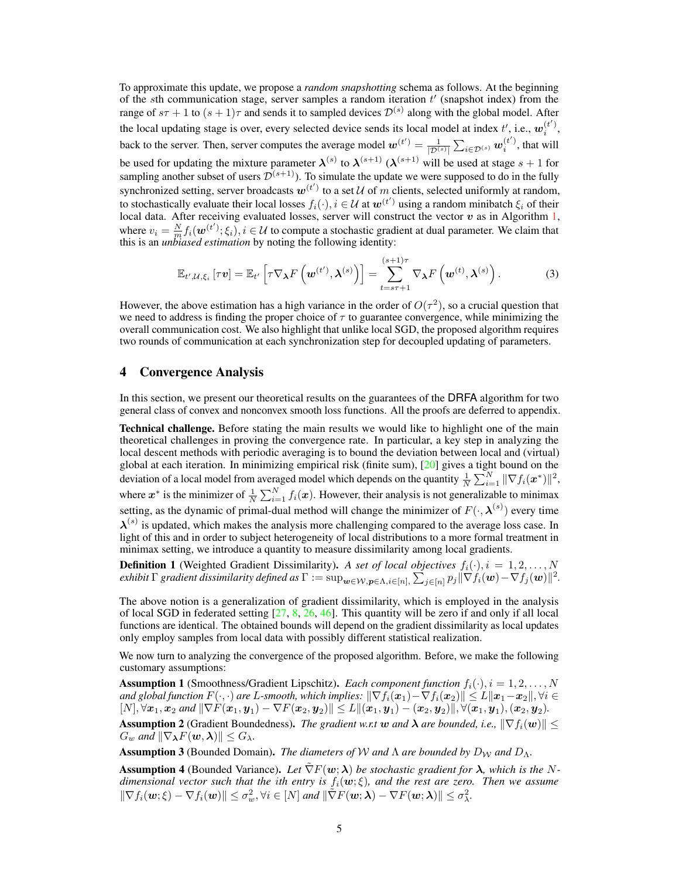To approximate this update, we propose a *random snapshotting* schema as follows. At the beginning of the $s$th communication stage, server samples a random iteration $t'$ (snapshot index) from the range of $s\tau+1$ to $(s+1)\tau$ and sends it to sampled devices $\mathcal{D}^{(s)}$ along with the global model. After the local updating stage is over, every selected device sends its local model at index $t'$, i.e., $\boldsymbol{w}_i^{(t')}$, back to the server. Then, server computes the average model $\boldsymbol{w}^{(t')} = \frac{1}{|\mathcal{D}^{(s)}|}\sum_{i\in\mathcal{D}^{(s)}} \boldsymbol{w}_i^{(t')}$, that will be used for updating the mixture parameter $\boldsymbol{\lambda}^{(s)}$ to $\boldsymbol{\lambda}^{(s+1)}$ ($\boldsymbol{\lambda}^{(s+1)}$ will be used at stage $s+1$ for sampling another subset of users $\mathcal{D}^{(s+1)}$). To simulate the update we were supposed to do in the fully synchronized setting, server broadcasts $\boldsymbol{w}^{(t')}$ to a set $\mathcal{U}$ of $m$ clients, selected uniformly at random, to stochastically evaluate their local losses $f_i(\cdot), i\in\mathcal{U}$ at $\boldsymbol{w}^{(t')}$ using a random minibatch $\xi_i$ of their local data. After receiving evaluated losses, server will construct the vector $\boldsymbol{v}$ as in Algorithm 1, where $v_i = \frac{N}{m} f_i(\boldsymbol{w}^{(t')};\xi_i), i\in\mathcal{U}$ to compute a stochastic gradient at dual parameter. We claim that this is an *unbiased estimation* by noting the following identity:

$$\mathbb{E}_{t',\mathcal{U},\xi_i}\left[\tau\boldsymbol{v}\right] = \mathbb{E}_{t'}\left[\tau\nabla_{\boldsymbol{\lambda}}F\left(\boldsymbol{w}^{(t')},\boldsymbol{\lambda}^{(s)}\right)\right] = \sum_{t=s\tau+1}^{(s+1)\tau}\nabla_{\boldsymbol{\lambda}}F\left(\boldsymbol{w}^{(t)},\boldsymbol{\lambda}^{(s)}\right). \tag{3}$$

However, the above estimation has a high variance in the order of $O(\tau^2)$, so a crucial question that we need to address is finding the proper choice of $\tau$ to guarantee convergence, while minimizing the overall communication cost. We also highlight that unlike local SGD, the proposed algorithm requires two rounds of communication at each synchronization step for decoupled updating of parameters.

## 4 Convergence Analysis

In this section, we present our theoretical results on the guarantees of the DRFA algorithm for two general class of convex and nonconvex smooth loss functions. All the proofs are deferred to appendix.

**Technical challenge.** Before stating the main results we would like to highlight one of the main theoretical challenges in proving the convergence rate. In particular, a key step in analyzing the local descent methods with periodic averaging is to bound the deviation between local and (virtual) global at each iteration. In minimizing empirical risk (finite sum), [20] gives a tight bound on the deviation of a local model from averaged model which depends on the quantity $\frac{1}{N}\sum_{i=1}^{N}\|\nabla f_i(\boldsymbol{x}^*)\|^2$, where $\boldsymbol{x}^*$ is the minimizer of $\frac{1}{N}\sum_{i=1}^{N} f_i(\boldsymbol{x})$. However, their analysis is not generalizable to minimax setting, as the dynamic of primal-dual method will change the minimizer of $F(\cdot,\boldsymbol{\lambda}^{(s)})$ every time $\boldsymbol{\lambda}^{(s)}$ is updated, which makes the analysis more challenging compared to the average loss case. In light of this and in order to subject heterogeneity of local distributions to a more formal treatment in minimax setting, we introduce a quantity to measure dissimilarity among local gradients.

**Definition 1** (Weighted Gradient Dissimilarity). *A set of local objectives $f_i(\cdot), i=1,2,\ldots,N$ exhibit $\Gamma$ gradient dissimilarity defined as $\Gamma := \sup_{\boldsymbol{w}\in\mathcal{W},\boldsymbol{p}\in\Lambda,i\in[n],}\sum_{j\in[n]} p_j\|\nabla f_i(\boldsymbol{w})-\nabla f_j(\boldsymbol{w})\|^2$.*

The above notion is a generalization of gradient dissimilarity, which is employed in the analysis of local SGD in federated setting [27, 8, 26, 46]. This quantity will be zero if and only if all local functions are identical. The obtained bounds will depend on the gradient dissimilarity as local updates only employ samples from local data with possibly different statistical realization.

We now turn to analyzing the convergence of the proposed algorithm. Before, we make the following customary assumptions:

**Assumption 1** (Smoothness/Gradient Lipschitz). *Each component function $f_i(\cdot), i=1,2,\ldots,N$ and global function $F(\cdot,\cdot)$ are $L$-smooth, which implies: $\|\nabla f_i(\boldsymbol{x}_1)-\nabla f_i(\boldsymbol{x}_2)\|\le L\|\boldsymbol{x}_1-\boldsymbol{x}_2\|, \forall i\in[N], \forall \boldsymbol{x}_1,\boldsymbol{x}_2$ and $\|\nabla F(\boldsymbol{x}_1,\boldsymbol{y}_1)-\nabla F(\boldsymbol{x}_2,\boldsymbol{y}_2)\|\le L\|(\boldsymbol{x}_1,\boldsymbol{y}_1)-(\boldsymbol{x}_2,\boldsymbol{y}_2)\|, \forall(\boldsymbol{x}_1,\boldsymbol{y}_1),(\boldsymbol{x}_2,\boldsymbol{y}_2)$.*

**Assumption 2** (Gradient Boundedness). *The gradient w.r.t $\boldsymbol{w}$ and $\boldsymbol{\lambda}$ are bounded, i.e., $\|\nabla f_i(\boldsymbol{w})\|\le G_w$ and $\|\nabla_{\boldsymbol{\lambda}}F(\boldsymbol{w},\boldsymbol{\lambda})\|\le G_\lambda$.*

**Assumption 3** (Bounded Domain). *The diameters of $\mathcal{W}$ and $\Lambda$ are bounded by $D_{\mathcal{W}}$ and $D_\Lambda$.*

**Assumption 4** (Bounded Variance). *Let $\tilde{\nabla}F(\boldsymbol{w};\boldsymbol{\lambda})$ be stochastic gradient for $\boldsymbol{\lambda}$, which is the $N$-dimensional vector such that the $i$th entry is $f_i(\boldsymbol{w};\xi)$, and the rest are zero. Then we assume $\|\nabla f_i(\boldsymbol{w};\xi)-\nabla f_i(\boldsymbol{w})\|\le\sigma_w^2, \forall i\in[N]$ and $\|\tilde{\nabla}F(\boldsymbol{w};\boldsymbol{\lambda})-\nabla F(\boldsymbol{w};\boldsymbol{\lambda})\|\le\sigma_\lambda^2$.*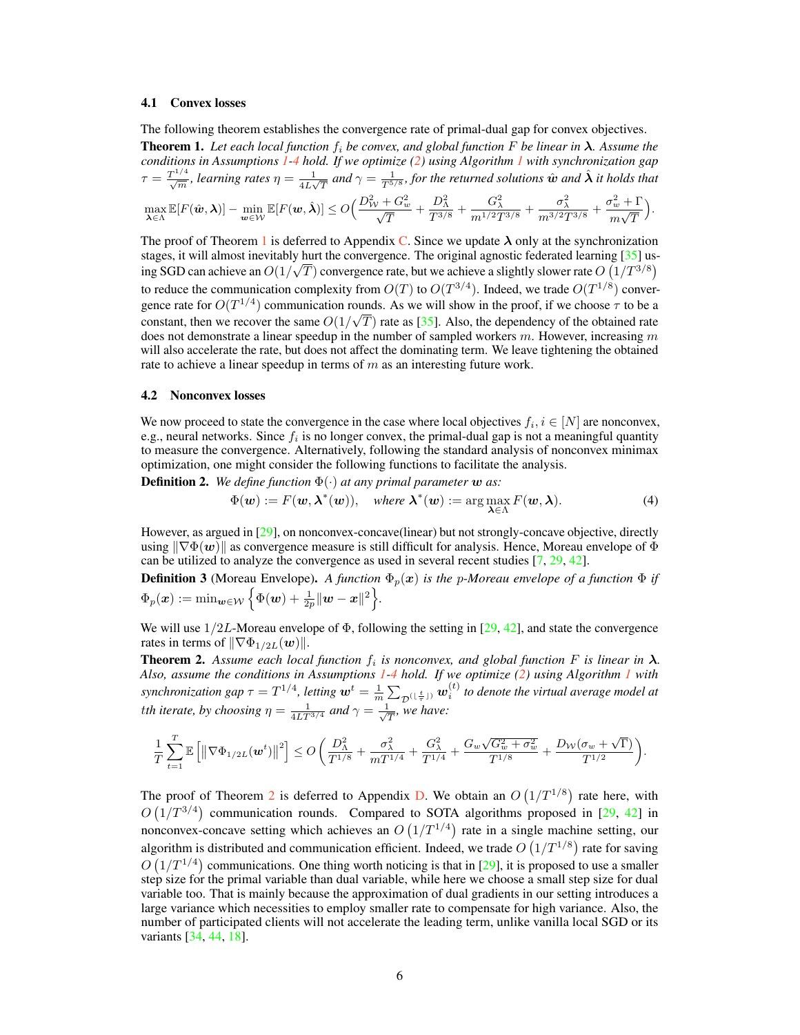### 4.1 Convex losses

The following theorem establishes the convergence rate of primal-dual gap for convex objectives.

**Theorem 1.** *Let each local function $f_i$ be convex, and global function $F$ be linear in $\boldsymbol{\lambda}$. Assume the conditions in Assumptions 1-4 hold. If we optimize (2) using Algorithm 1 with synchronization gap $\tau = \frac{T^{1/4}}{\sqrt{m}}$, learning rates $\eta = \frac{1}{4L\sqrt{T}}$ and $\gamma = \frac{1}{T^{5/8}}$, for the returned solutions $\hat{\boldsymbol{w}}$ and $\hat{\boldsymbol{\lambda}}$ it holds that*

$$\max_{\boldsymbol{\lambda}\in\Lambda} \mathbb{E}[F(\hat{\boldsymbol{w}}, \boldsymbol{\lambda})] - \min_{\boldsymbol{w}\in\mathcal{W}} \mathbb{E}[F(\boldsymbol{w}, \hat{\boldsymbol{\lambda}})] \leq O\Big(\frac{D_{\mathcal{W}}^2 + G_w^2}{\sqrt{T}} + \frac{D_\Lambda^2}{T^{3/8}} + \frac{G_\lambda^2}{m^{1/2}T^{3/8}} + \frac{\sigma_\lambda^2}{m^{3/2}T^{3/8}} + \frac{\sigma_w^2 + \Gamma}{m\sqrt{T}}\Big).$$

The proof of Theorem 1 is deferred to Appendix C. Since we update $\boldsymbol{\lambda}$ only at the synchronization stages, it will almost inevitably hurt the convergence. The original agnostic federated learning [35] using SGD can achieve an $O(1/\sqrt{T})$ convergence rate, but we achieve a slightly slower rate $O\left(1/T^{3/8}\right)$ to reduce the communication complexity from $O(T)$ to $O(T^{3/4})$. Indeed, we trade $O(T^{1/8})$ convergence rate for $O(T^{1/4})$ communication rounds. As we will show in the proof, if we choose $\tau$ to be a constant, then we recover the same $O(1/\sqrt{T})$ rate as [35]. Also, the dependency of the obtained rate does not demonstrate a linear speedup in the number of sampled workers $m$. However, increasing $m$ will also accelerate the rate, but does not affect the dominating term. We leave tightening the obtained rate to achieve a linear speedup in terms of $m$ as an interesting future work.

### 4.2 Nonconvex losses

We now proceed to state the convergence in the case where local objectives $f_i, i \in [N]$ are nonconvex, e.g., neural networks. Since $f_i$ is no longer convex, the primal-dual gap is not a meaningful quantity to measure the convergence. Alternatively, following the standard analysis of nonconvex minimax optimization, one might consider the following functions to facilitate the analysis.

**Definition 2.** *We define function $\Phi(\cdot)$ at any primal parameter $\boldsymbol{w}$ as:*

$$\Phi(\boldsymbol{w}) := F(\boldsymbol{w}, \boldsymbol{\lambda}^*(\boldsymbol{w})), \quad \textit{where } \boldsymbol{\lambda}^*(\boldsymbol{w}) := \arg\max_{\boldsymbol{\lambda}\in\Lambda} F(\boldsymbol{w}, \boldsymbol{\lambda}). \tag{4}$$

However, as argued in [29], on nonconvex-concave(linear) but not strongly-concave objective, directly using $\|\nabla\Phi(\boldsymbol{w})\|$ as convergence measure is still difficult for analysis. Hence, Moreau envelope of $\Phi$ can be utilized to analyze the convergence as used in several recent studies [7, 29, 42].

**Definition 3** (Moreau Envelope). *A function $\Phi_p(\boldsymbol{x})$ is the $p$-Moreau envelope of a function $\Phi$ if $\Phi_p(\boldsymbol{x}) := \min_{\boldsymbol{w}\in\mathcal{W}} \left\{\Phi(\boldsymbol{w}) + \frac{1}{2p}\|\boldsymbol{w} - \boldsymbol{x}\|^2\right\}$.*

We will use $1/2L$-Moreau envelope of $\Phi$, following the setting in [29, 42], and state the convergence rates in terms of $\|\nabla\Phi_{1/2L}(\boldsymbol{w})\|$.

**Theorem 2.** *Assume each local function $f_i$ is nonconvex, and global function $F$ is linear in $\boldsymbol{\lambda}$. Also, assume the conditions in Assumptions 1-4 hold. If we optimize (2) using Algorithm 1 with synchronization gap $\tau = T^{1/4}$, letting $\boldsymbol{w}^t = \frac{1}{m}\sum_{\mathcal{D}^{(\lfloor \frac{t}{\tau} \rfloor)}} \boldsymbol{w}_i^{(t)}$ to denote the virtual average model at $t$th iterate, by choosing $\eta = \frac{1}{4LT^{3/4}}$ and $\gamma = \frac{1}{\sqrt{T}}$, we have:*

$$\frac{1}{T}\sum_{t=1}^{T} \mathbb{E}\left[\left\|\nabla\Phi_{1/2L}(\boldsymbol{w}^t)\right\|^2\right] \leq O\left(\frac{D_\Lambda^2}{T^{1/8}} + \frac{\sigma_\lambda^2}{mT^{1/4}} + \frac{G_\lambda^2}{T^{1/4}} + \frac{G_w\sqrt{G_w^2 + \sigma_w^2}}{T^{1/8}} + \frac{D_{\mathcal{W}}(\sigma_w + \sqrt{\Gamma})}{T^{1/2}}\right).$$

The proof of Theorem 2 is deferred to Appendix D. We obtain an $O\left(1/T^{1/8}\right)$ rate here, with $O\left(1/T^{3/4}\right)$ communication rounds. Compared to SOTA algorithms proposed in [29, 42] in nonconvex-concave setting which achieves an $O\left(1/T^{1/4}\right)$ rate in a single machine setting, our algorithm is distributed and communication efficient. Indeed, we trade $O\left(1/T^{1/8}\right)$ rate for saving $O\left(1/T^{1/4}\right)$ communications. One thing worth noticing is that in [29], it is proposed to use a smaller step size for the primal variable than dual variable, while here we choose a small step size for dual variable too. That is mainly because the approximation of dual gradients in our setting introduces a large variance which necessities to employ smaller rate to compensate for high variance. Also, the number of participated clients will not accelerate the leading term, unlike vanilla local SGD or its variants [34, 44, 18].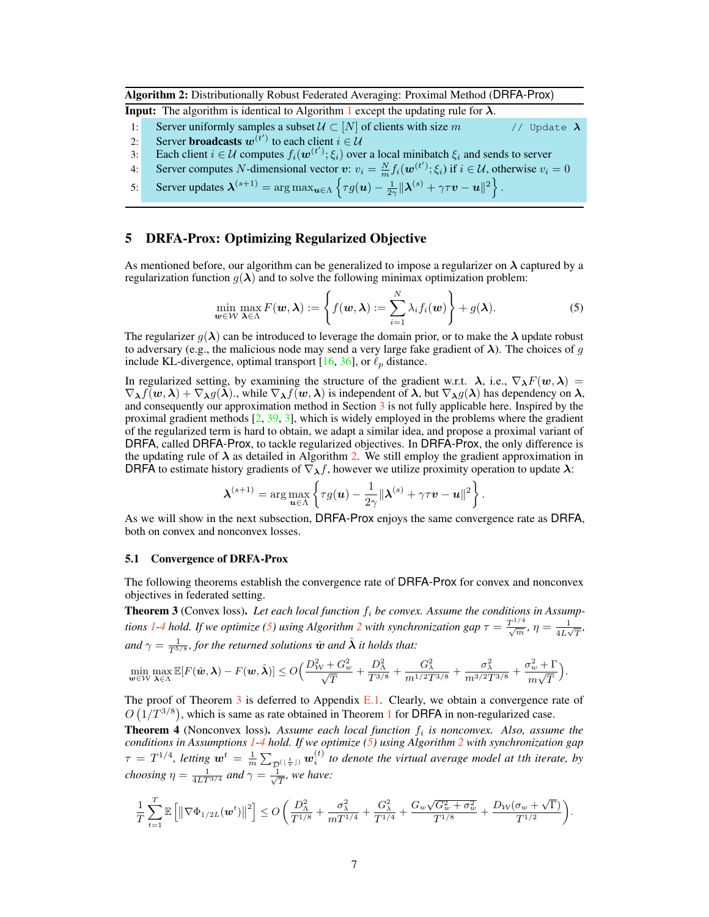**Algorithm 2:** Distributionally Robust Federated Averaging: Proximal Method (DRFA-Prox)

**Input:** The algorithm is identical to Algorithm 1 except the updating rule for $\boldsymbol{\lambda}$.

1: Server uniformly samples a subset $\mathcal{U} \subset [N]$ of clients with size $m$ // Update $\boldsymbol{\lambda}$
2: Server **broadcasts** $\boldsymbol{w}^{(t')}$ to each client $i \in \mathcal{U}$
3: Each client $i \in \mathcal{U}$ computes $f_i(\boldsymbol{w}^{(t')}; \xi_i)$ over a local minibatch $\xi_i$ and sends to server
4: Server computes $N$-dimensional vector $\boldsymbol{v}$: $v_i = \frac{N}{m} f_i(\boldsymbol{w}^{(t')}; \xi_i)$ if $i \in \mathcal{U}$, otherwise $v_i = 0$
5: Server updates $\boldsymbol{\lambda}^{(s+1)} = \arg\max_{\boldsymbol{u} \in \Lambda} \left\{ \tau g(\boldsymbol{u}) - \frac{1}{2\gamma} \|\boldsymbol{\lambda}^{(s)} + \gamma\tau\boldsymbol{v} - \boldsymbol{u}\|^2 \right\}$.

## 5 DRFA-Prox: Optimizing Regularized Objective

As mentioned before, our algorithm can be generalized to impose a regularizer on $\boldsymbol{\lambda}$ captured by a regularization function $g(\boldsymbol{\lambda})$ and to solve the following minimax optimization problem:

$$\min_{\boldsymbol{w} \in \mathcal{W}} \max_{\boldsymbol{\lambda} \in \Lambda} F(\boldsymbol{w}, \boldsymbol{\lambda}) := \left\{ f(\boldsymbol{w}, \boldsymbol{\lambda}) := \sum_{i=1}^{N} \lambda_i f_i(\boldsymbol{w}) \right\} + g(\boldsymbol{\lambda}). \tag{5}$$

The regularizer $g(\boldsymbol{\lambda})$ can be introduced to leverage the domain prior, or to make the $\boldsymbol{\lambda}$ update robust to adversary (e.g., the malicious node may send a very large fake gradient of $\boldsymbol{\lambda}$). The choices of $g$ include KL-divergence, optimal transport [16, 36], or $\ell_p$ distance.

In regularized setting, by examining the structure of the gradient w.r.t. $\boldsymbol{\lambda}$, i.e., $\nabla_{\boldsymbol{\lambda}} F(\boldsymbol{w}, \boldsymbol{\lambda}) = \nabla_{\boldsymbol{\lambda}} f(\boldsymbol{w}, \boldsymbol{\lambda}) + \nabla_{\boldsymbol{\lambda}} g(\boldsymbol{\lambda})$., while $\nabla_{\boldsymbol{\lambda}} f(\boldsymbol{w}, \boldsymbol{\lambda})$ is independent of $\boldsymbol{\lambda}$, but $\nabla_{\boldsymbol{\lambda}} g(\boldsymbol{\lambda})$ has dependency on $\boldsymbol{\lambda}$, and consequently our approximation method in Section 3 is not fully applicable here. Inspired by the proximal gradient methods [2, 39, 3], which is widely employed in the problems where the gradient of the regularized term is hard to obtain, we adapt a similar idea, and propose a proximal variant of DRFA, called DRFA-Prox, to tackle regularized objectives. In DRFA-Prox, the only difference is the updating rule of $\boldsymbol{\lambda}$ as detailed in Algorithm 2. We still employ the gradient approximation in DRFA to estimate history gradients of $\nabla_{\boldsymbol{\lambda}} f$, however we utilize proximity operation to update $\boldsymbol{\lambda}$:

$$\boldsymbol{\lambda}^{(s+1)} = \arg\max_{\boldsymbol{u} \in \Lambda} \left\{ \tau g(\boldsymbol{u}) - \frac{1}{2\gamma} \|\boldsymbol{\lambda}^{(s)} + \gamma\tau\boldsymbol{v} - \boldsymbol{u}\|^2 \right\}.$$

As we will show in the next subsection, DRFA-Prox enjoys the same convergence rate as DRFA, both on convex and nonconvex losses.

### 5.1 Convergence of DRFA-Prox

The following theorems establish the convergence rate of DRFA-Prox for convex and nonconvex objectives in federated setting.

**Theorem 3** (Convex loss). *Let each local function $f_i$ be convex. Assume the conditions in Assumptions 1-4 hold. If we optimize (5) using Algorithm 2 with synchronization gap $\tau = \frac{T^{1/4}}{\sqrt{m}}$, $\eta = \frac{1}{4L\sqrt{T}}$, and $\gamma = \frac{1}{T^{5/8}}$, for the returned solutions $\hat{\boldsymbol{w}}$ and $\hat{\boldsymbol{\lambda}}$ it holds that:*

$$\min_{\boldsymbol{w} \in \mathcal{W}} \max_{\boldsymbol{\lambda} \in \Lambda} \mathbb{E}[F(\hat{\boldsymbol{w}}, \boldsymbol{\lambda}) - F(\boldsymbol{w}, \hat{\boldsymbol{\lambda}})] \leq O\Big( \frac{D_{\mathcal{W}}^2 + G_w^2}{\sqrt{T}} + \frac{D_{\Lambda}^2}{T^{3/8}} + \frac{G_{\lambda}^2}{m^{1/2} T^{3/8}} + \frac{\sigma_{\lambda}^2}{m^{3/2} T^{3/8}} + \frac{\sigma_w^2 + \Gamma}{m\sqrt{T}} \Big).$$

The proof of Theorem 3 is deferred to Appendix E.1. Clearly, we obtain a convergence rate of $O\left(1/T^{3/8}\right)$, which is same as rate obtained in Theorem 1 for DRFA in non-regularized case.

**Theorem 4** (Nonconvex loss). *Assume each local function $f_i$ is nonconvex. Also, assume the conditions in Assumptions 1-4 hold. If we optimize (5) using Algorithm 2 with synchronization gap $\tau = T^{1/4}$, letting $\boldsymbol{w}^t = \frac{1}{m} \sum_{\mathcal{D}^{(\lfloor \frac{t}{\tau} \rfloor)}} \boldsymbol{w}_i^{(t)}$ to denote the virtual average model at $t$th iterate, by choosing $\eta = \frac{1}{4LT^{3/4}}$ and $\gamma = \frac{1}{\sqrt{T}}$, we have:*

$$\frac{1}{T} \sum_{t=1}^{T} \mathbb{E}\left[ \|\nabla \Phi_{1/2L}(\boldsymbol{w}^t)\|^2 \right] \leq O\left( \frac{D_{\Lambda}^2}{T^{1/8}} + \frac{\sigma_{\lambda}^2}{mT^{1/4}} + \frac{G_{\lambda}^2}{T^{1/4}} + \frac{G_w\sqrt{G_w^2 + \sigma_w^2}}{T^{1/8}} + \frac{D_{\mathcal{W}}(\sigma_w + \sqrt{\Gamma})}{T^{1/2}} \right).$$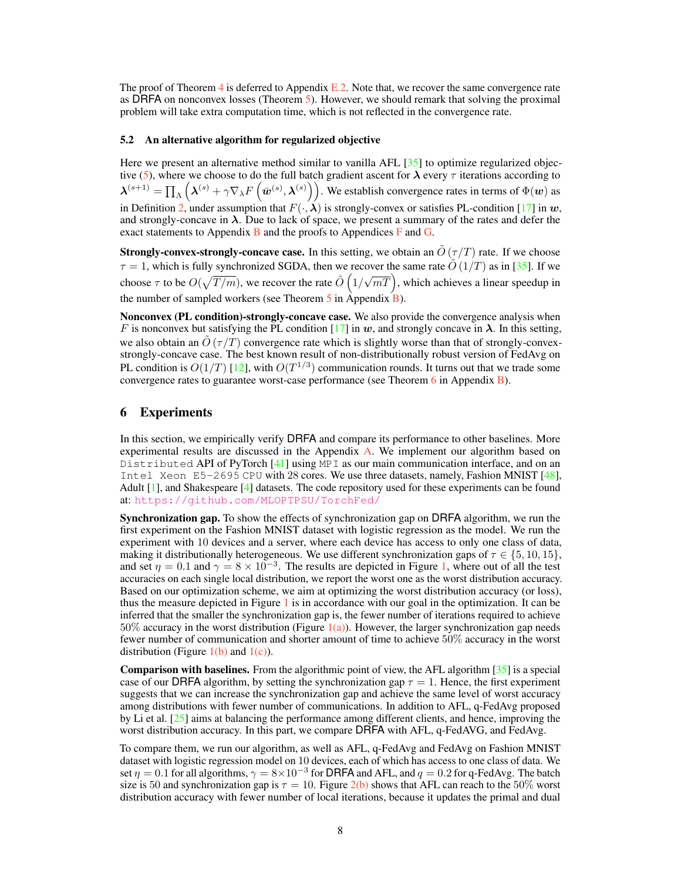The proof of Theorem 4 is deferred to Appendix E.2. Note that, we recover the same convergence rate as DRFA on nonconvex losses (Theorem 5). However, we should remark that solving the proximal problem will take extra computation time, which is not reflected in the convergence rate.

### 5.2 An alternative algorithm for regularized objective

Here we present an alternative method similar to vanilla AFL [35] to optimize regularized objective (5), where we choose to do the full batch gradient ascent for $\boldsymbol{\lambda}$ every $\tau$ iterations according to $\boldsymbol{\lambda}^{(s+1)} = \prod_{\Lambda}\left(\boldsymbol{\lambda}^{(s)} + \gamma \nabla_{\lambda} F\left(\bar{\boldsymbol{w}}^{(s)}, \boldsymbol{\lambda}^{(s)}\right)\right)$. We establish convergence rates in terms of $\Phi(\boldsymbol{w})$ as in Definition 2, under assumption that $F(\cdot, \boldsymbol{\lambda})$ is strongly-convex or satisfies PL-condition [17] in $\boldsymbol{w}$, and strongly-concave in $\boldsymbol{\lambda}$. Due to lack of space, we present a summary of the rates and defer the exact statements to Appendix B and the proofs to Appendices F and G.

**Strongly-convex-strongly-concave case.** In this setting, we obtain an $\tilde{O}\left(\tau/T\right)$ rate. If we choose $\tau = 1$, which is fully synchronized SGDA, then we recover the same rate $\tilde{O}\left(1/T\right)$ as in [35]. If we choose $\tau$ to be $O(\sqrt{T/m})$, we recover the rate $\tilde{O}\left(1/\sqrt{mT}\right)$, which achieves a linear speedup in the number of sampled workers (see Theorem 5 in Appendix B).

**Nonconvex (PL condition)-strongly-concave case.** We also provide the convergence analysis when $F$ is nonconvex but satisfying the PL condition [17] in $\boldsymbol{w}$, and strongly concave in $\boldsymbol{\lambda}$. In this setting, we also obtain an $\tilde{O}\left(\tau/T\right)$ convergence rate which is slightly worse than that of strongly-convex-strongly-concave case. The best known result of non-distributionally robust version of FedAvg on PL condition is $O(1/T)$ [12], with $O(T^{1/3})$ communication rounds. It turns out that we trade some convergence rates to guarantee worst-case performance (see Theorem 6 in Appendix B).

## 6 Experiments

In this section, we empirically verify DRFA and compare its performance to other baselines. More experimental results are discussed in the Appendix A. We implement our algorithm based on `Distributed` API of PyTorch [41] using `MPI` as our main communication interface, and on an `Intel Xeon E5-2695 CPU` with 28 cores. We use three datasets, namely, Fashion MNIST [48], Adult [1], and Shakespeare [4] datasets. The code repository used for these experiments can be found at: https://github.com/MLOPTPSU/TorchFed/

**Synchronization gap.** To show the effects of synchronization gap on DRFA algorithm, we run the first experiment on the Fashion MNIST dataset with logistic regression as the model. We run the experiment with 10 devices and a server, where each device has access to only one class of data, making it distributionally heterogeneous. We use different synchronization gaps of $\tau \in \{5, 10, 15\}$, and set $\eta = 0.1$ and $\gamma = 8 \times 10^{-3}$. The results are depicted in Figure 1, where out of all the test accuracies on each single local distribution, we report the worst one as the worst distribution accuracy. Based on our optimization scheme, we aim at optimizing the worst distribution accuracy (or loss), thus the measure depicted in Figure 1 is in accordance with our goal in the optimization. It can be inferred that the smaller the synchronization gap is, the fewer number of iterations required to achieve 50% accuracy in the worst distribution (Figure 1(a)). However, the larger synchronization gap needs fewer number of communication and shorter amount of time to achieve 50% accuracy in the worst distribution (Figure 1(b) and 1(c)).

**Comparison with baselines.** From the algorithmic point of view, the AFL algorithm [35] is a special case of our DRFA algorithm, by setting the synchronization gap $\tau = 1$. Hence, the first experiment suggests that we can increase the synchronization gap and achieve the same level of worst accuracy among distributions with fewer number of communications. In addition to AFL, q-FedAvg proposed by Li et al. [25] aims at balancing the performance among different clients, and hence, improving the worst distribution accuracy. In this part, we compare DRFA with AFL, q-FedAVG, and FedAvg.

To compare them, we run our algorithm, as well as AFL, q-FedAvg and FedAvg on Fashion MNIST dataset with logistic regression model on 10 devices, each of which has access to one class of data. We set $\eta = 0.1$ for all algorithms, $\gamma = 8 \times 10^{-3}$ for DRFA and AFL, and $q = 0.2$ for q-FedAvg. The batch size is 50 and synchronization gap is $\tau = 10$. Figure 2(b) shows that AFL can reach to the 50% worst distribution accuracy with fewer number of local iterations, because it updates the primal and dual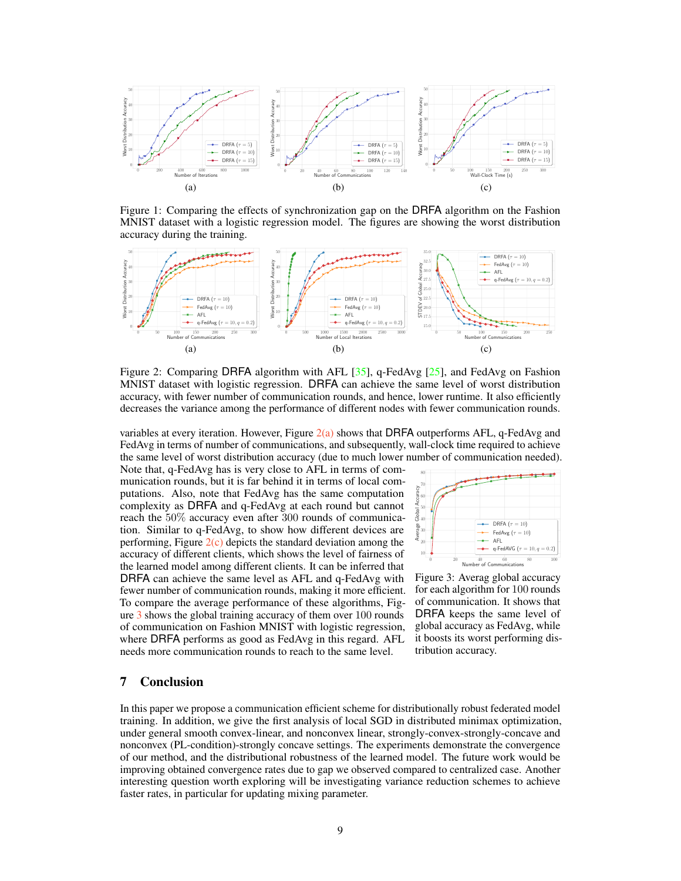(a)

(b)

(c)

Figure 1: Comparing the effects of synchronization gap on the DRFA algorithm on the Fashion MNIST dataset with a logistic regression model. The figures are showing the worst distribution accuracy during the training.

(a)

(b)

(c)

Figure 2: Comparing DRFA algorithm with AFL [35], q-FedAvg [25], and FedAvg on Fashion MNIST dataset with logistic regression. DRFA can achieve the same level of worst distribution accuracy, with fewer number of communication rounds, and hence, lower runtime. It also efficiently decreases the variance among the performance of different nodes with fewer communication rounds.

variables at every iteration. However, Figure 2(a) shows that DRFA outperforms AFL, q-FedAvg and FedAvg in terms of number of communications, and subsequently, wall-clock time required to achieve the same level of worst distribution accuracy (due to much lower number of communication needed). Note that, q-FedAvg has is very close to AFL in terms of communication rounds, but it is far behind it in terms of local computations. Also, note that FedAvg has the same computation complexity as DRFA and q-FedAvg at each round but cannot reach the 50% accuracy even after 300 rounds of communication. Similar to q-FedAvg, to show how different devices are performing, Figure 2(c) depicts the standard deviation among the accuracy of different clients, which shows the level of fairness of the learned model among different clients. It can be inferred that DRFA can achieve the same level as AFL and q-FedAvg with fewer number of communication rounds, making it more efficient. To compare the average performance of these algorithms, Figure 3 shows the global training accuracy of them over 100 rounds of communication on Fashion MNIST with logistic regression, where DRFA performs as good as FedAvg in this regard. AFL needs more communication rounds to reach to the same level.

Figure 3: Averag global accuracy for each algorithm for 100 rounds of communication. It shows that DRFA keeps the same level of global accuracy as FedAvg, while it boosts its worst performing distribution accuracy.

## 7 Conclusion

In this paper we propose a communication efficient scheme for distributionally robust federated model training. In addition, we give the first analysis of local SGD in distributed minimax optimization, under general smooth convex-linear, and nonconvex linear, strongly-convex-strongly-concave and nonconvex (PL-condition)-strongly concave settings. The experiments demonstrate the convergence of our method, and the distributional robustness of the learned model. The future work would be improving obtained convergence rates due to gap we observed compared to centralized case. Another interesting question worth exploring will be investigating variance reduction schemes to achieve faster rates, in particular for updating mixing parameter.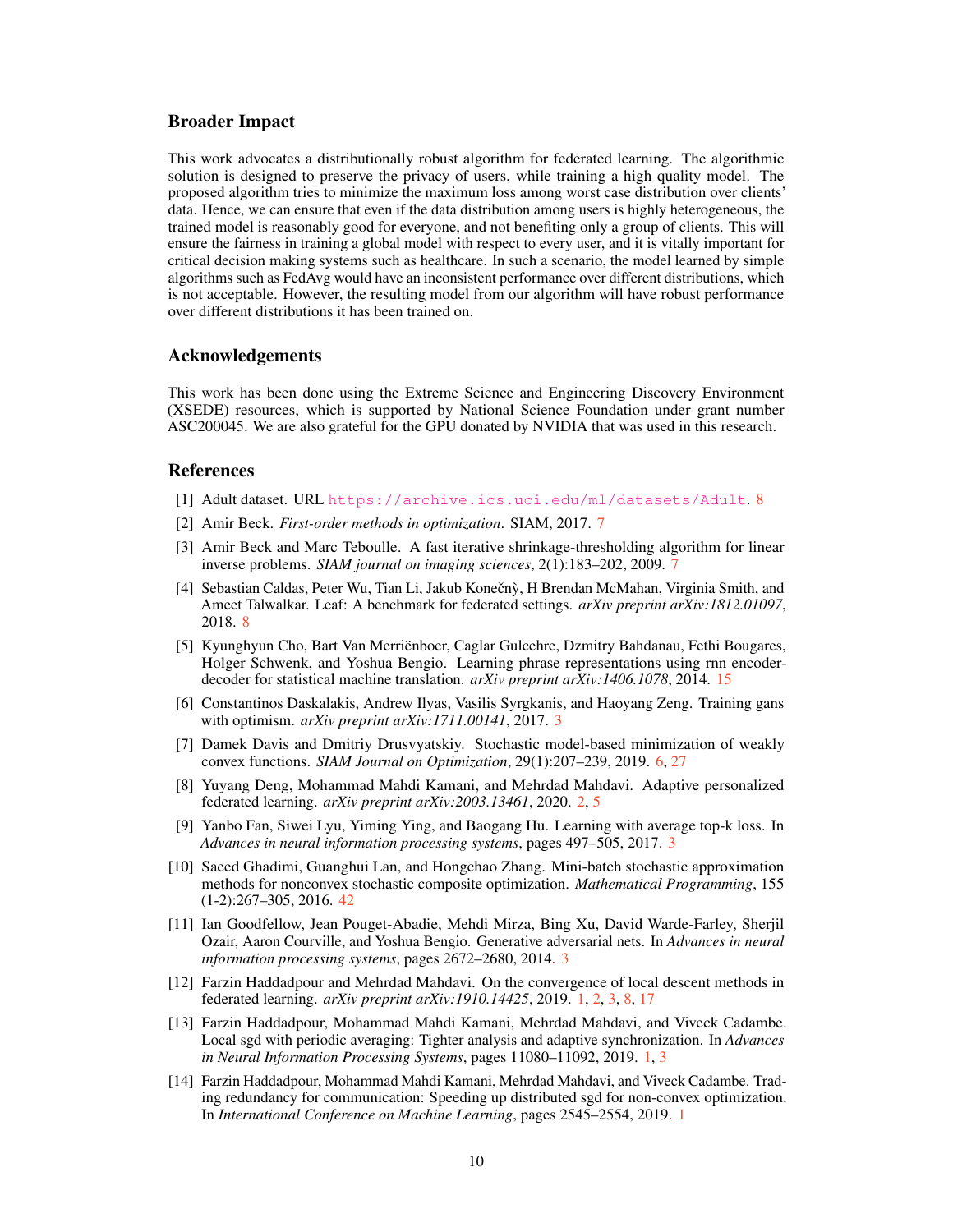## Broader Impact

This work advocates a distributionally robust algorithm for federated learning. The algorithmic solution is designed to preserve the privacy of users, while training a high quality model. The proposed algorithm tries to minimize the maximum loss among worst case distribution over clients' data. Hence, we can ensure that even if the data distribution among users is highly heterogeneous, the trained model is reasonably good for everyone, and not benefiting only a group of clients. This will ensure the fairness in training a global model with respect to every user, and it is vitally important for critical decision making systems such as healthcare. In such a scenario, the model learned by simple algorithms such as FedAvg would have an inconsistent performance over different distributions, which is not acceptable. However, the resulting model from our algorithm will have robust performance over different distributions it has been trained on.

## Acknowledgements

This work has been done using the Extreme Science and Engineering Discovery Environment (XSEDE) resources, which is supported by National Science Foundation under grant number ASC200045. We are also grateful for the GPU donated by NVIDIA that was used in this research.

## References

[1] Adult dataset. URL https://archive.ics.uci.edu/ml/datasets/Adult. 8

[2] Amir Beck. *First-order methods in optimization*. SIAM, 2017. 7

[3] Amir Beck and Marc Teboulle. A fast iterative shrinkage-thresholding algorithm for linear inverse problems. *SIAM journal on imaging sciences*, 2(1):183–202, 2009. 7

[4] Sebastian Caldas, Peter Wu, Tian Li, Jakub Konečnỳ, H Brendan McMahan, Virginia Smith, and Ameet Talwalkar. Leaf: A benchmark for federated settings. *arXiv preprint arXiv:1812.01097*, 2018. 8

[5] Kyunghyun Cho, Bart Van Merriënboer, Caglar Gulcehre, Dzmitry Bahdanau, Fethi Bougares, Holger Schwenk, and Yoshua Bengio. Learning phrase representations using rnn encoder-decoder for statistical machine translation. *arXiv preprint arXiv:1406.1078*, 2014. 15

[6] Constantinos Daskalakis, Andrew Ilyas, Vasilis Syrgkanis, and Haoyang Zeng. Training gans with optimism. *arXiv preprint arXiv:1711.00141*, 2017. 3

[7] Damek Davis and Dmitriy Drusvyatskiy. Stochastic model-based minimization of weakly convex functions. *SIAM Journal on Optimization*, 29(1):207–239, 2019. 6, 27

[8] Yuyang Deng, Mohammad Mahdi Kamani, and Mehrdad Mahdavi. Adaptive personalized federated learning. *arXiv preprint arXiv:2003.13461*, 2020. 2, 5

[9] Yanbo Fan, Siwei Lyu, Yiming Ying, and Baogang Hu. Learning with average top-k loss. In *Advances in neural information processing systems*, pages 497–505, 2017. 3

[10] Saeed Ghadimi, Guanghui Lan, and Hongchao Zhang. Mini-batch stochastic approximation methods for nonconvex stochastic composite optimization. *Mathematical Programming*, 155 (1-2):267–305, 2016. 42

[11] Ian Goodfellow, Jean Pouget-Abadie, Mehdi Mirza, Bing Xu, David Warde-Farley, Sherjil Ozair, Aaron Courville, and Yoshua Bengio. Generative adversarial nets. In *Advances in neural information processing systems*, pages 2672–2680, 2014. 3

[12] Farzin Haddadpour and Mehrdad Mahdavi. On the convergence of local descent methods in federated learning. *arXiv preprint arXiv:1910.14425*, 2019. 1, 2, 3, 8, 17

[13] Farzin Haddadpour, Mohammad Mahdi Kamani, Mehrdad Mahdavi, and Viveck Cadambe. Local sgd with periodic averaging: Tighter analysis and adaptive synchronization. In *Advances in Neural Information Processing Systems*, pages 11080–11092, 2019. 1, 3

[14] Farzin Haddadpour, Mohammad Mahdi Kamani, Mehrdad Mahdavi, and Viveck Cadambe. Trading redundancy for communication: Speeding up distributed sgd for non-convex optimization. In *International Conference on Machine Learning*, pages 2545–2554, 2019. 1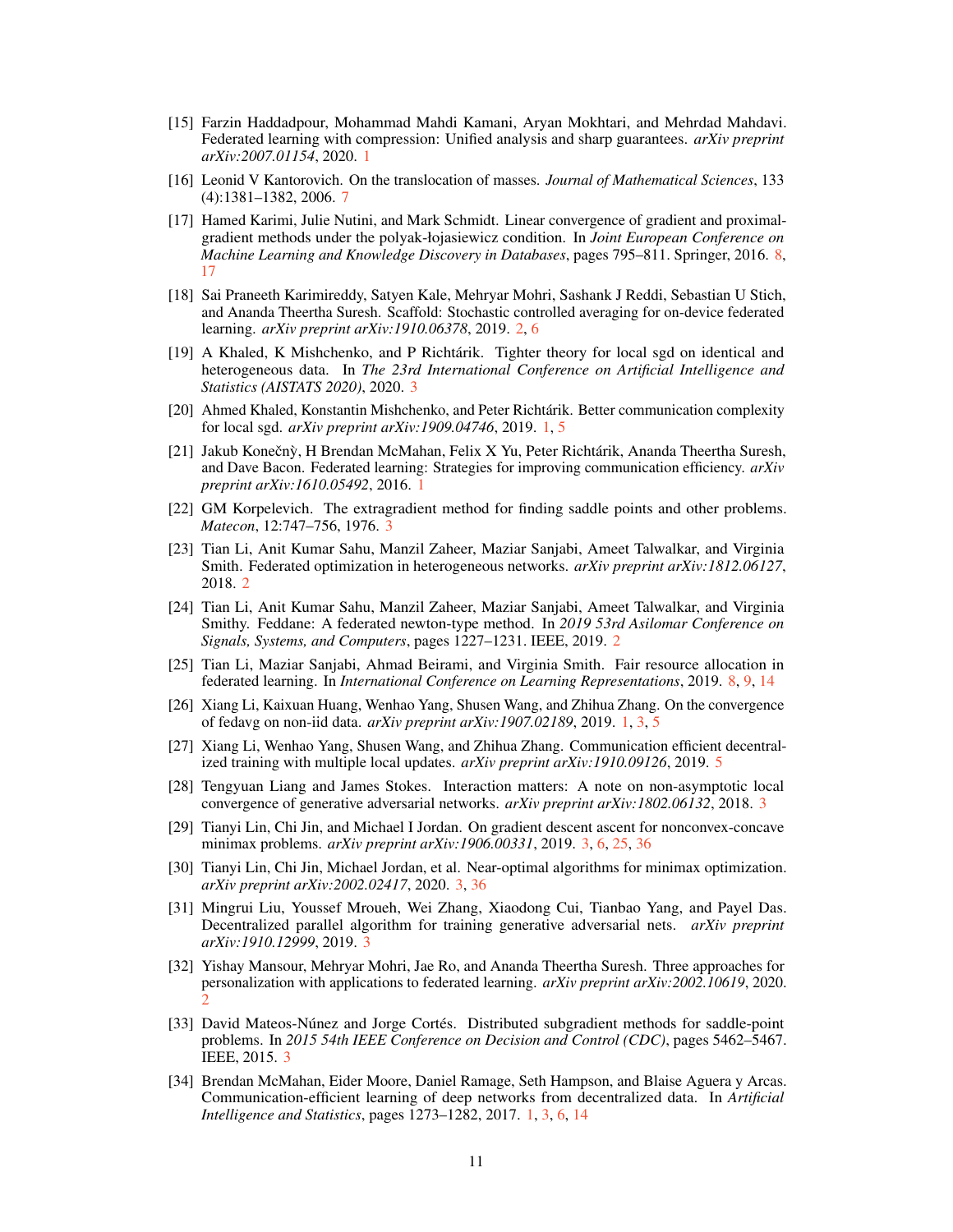[15] Farzin Haddadpour, Mohammad Mahdi Kamani, Aryan Mokhtari, and Mehrdad Mahdavi. Federated learning with compression: Unified analysis and sharp guarantees. *arXiv preprint arXiv:2007.01154*, 2020. 1

[16] Leonid V Kantorovich. On the translocation of masses. *Journal of Mathematical Sciences*, 133 (4):1381–1382, 2006. 7

[17] Hamed Karimi, Julie Nutini, and Mark Schmidt. Linear convergence of gradient and proximal-gradient methods under the polyak-łojasiewicz condition. In *Joint European Conference on Machine Learning and Knowledge Discovery in Databases*, pages 795–811. Springer, 2016. 8, 17

[18] Sai Praneeth Karimireddy, Satyen Kale, Mehryar Mohri, Sashank J Reddi, Sebastian U Stich, and Ananda Theertha Suresh. Scaffold: Stochastic controlled averaging for on-device federated learning. *arXiv preprint arXiv:1910.06378*, 2019. 2, 6

[19] A Khaled, K Mishchenko, and P Richtárik. Tighter theory for local sgd on identical and heterogeneous data. In *The 23rd International Conference on Artificial Intelligence and Statistics (AISTATS 2020)*, 2020. 3

[20] Ahmed Khaled, Konstantin Mishchenko, and Peter Richtárik. Better communication complexity for local sgd. *arXiv preprint arXiv:1909.04746*, 2019. 1, 5

[21] Jakub Konečnỳ, H Brendan McMahan, Felix X Yu, Peter Richtárik, Ananda Theertha Suresh, and Dave Bacon. Federated learning: Strategies for improving communication efficiency. *arXiv preprint arXiv:1610.05492*, 2016. 1

[22] GM Korpelevich. The extragradient method for finding saddle points and other problems. *Matecon*, 12:747–756, 1976. 3

[23] Tian Li, Anit Kumar Sahu, Manzil Zaheer, Maziar Sanjabi, Ameet Talwalkar, and Virginia Smith. Federated optimization in heterogeneous networks. *arXiv preprint arXiv:1812.06127*, 2018. 2

[24] Tian Li, Anit Kumar Sahu, Manzil Zaheer, Maziar Sanjabi, Ameet Talwalkar, and Virginia Smithy. Feddane: A federated newton-type method. In *2019 53rd Asilomar Conference on Signals, Systems, and Computers*, pages 1227–1231. IEEE, 2019. 2

[25] Tian Li, Maziar Sanjabi, Ahmad Beirami, and Virginia Smith. Fair resource allocation in federated learning. In *International Conference on Learning Representations*, 2019. 8, 9, 14

[26] Xiang Li, Kaixuan Huang, Wenhao Yang, Shusen Wang, and Zhihua Zhang. On the convergence of fedavg on non-iid data. *arXiv preprint arXiv:1907.02189*, 2019. 1, 3, 5

[27] Xiang Li, Wenhao Yang, Shusen Wang, and Zhihua Zhang. Communication efficient decentralized training with multiple local updates. *arXiv preprint arXiv:1910.09126*, 2019. 5

[28] Tengyuan Liang and James Stokes. Interaction matters: A note on non-asymptotic local convergence of generative adversarial networks. *arXiv preprint arXiv:1802.06132*, 2018. 3

[29] Tianyi Lin, Chi Jin, and Michael I Jordan. On gradient descent ascent for nonconvex-concave minimax problems. *arXiv preprint arXiv:1906.00331*, 2019. 3, 6, 25, 36

[30] Tianyi Lin, Chi Jin, Michael Jordan, et al. Near-optimal algorithms for minimax optimization. *arXiv preprint arXiv:2002.02417*, 2020. 3, 36

[31] Mingrui Liu, Youssef Mroueh, Wei Zhang, Xiaodong Cui, Tianbao Yang, and Payel Das. Decentralized parallel algorithm for training generative adversarial nets. *arXiv preprint arXiv:1910.12999*, 2019. 3

[32] Yishay Mansour, Mehryar Mohri, Jae Ro, and Ananda Theertha Suresh. Three approaches for personalization with applications to federated learning. *arXiv preprint arXiv:2002.10619*, 2020. 2

[33] David Mateos-Núnez and Jorge Cortés. Distributed subgradient methods for saddle-point problems. In *2015 54th IEEE Conference on Decision and Control (CDC)*, pages 5462–5467. IEEE, 2015. 3

[34] Brendan McMahan, Eider Moore, Daniel Ramage, Seth Hampson, and Blaise Aguera y Arcas. Communication-efficient learning of deep networks from decentralized data. In *Artificial Intelligence and Statistics*, pages 1273–1282, 2017. 1, 3, 6, 14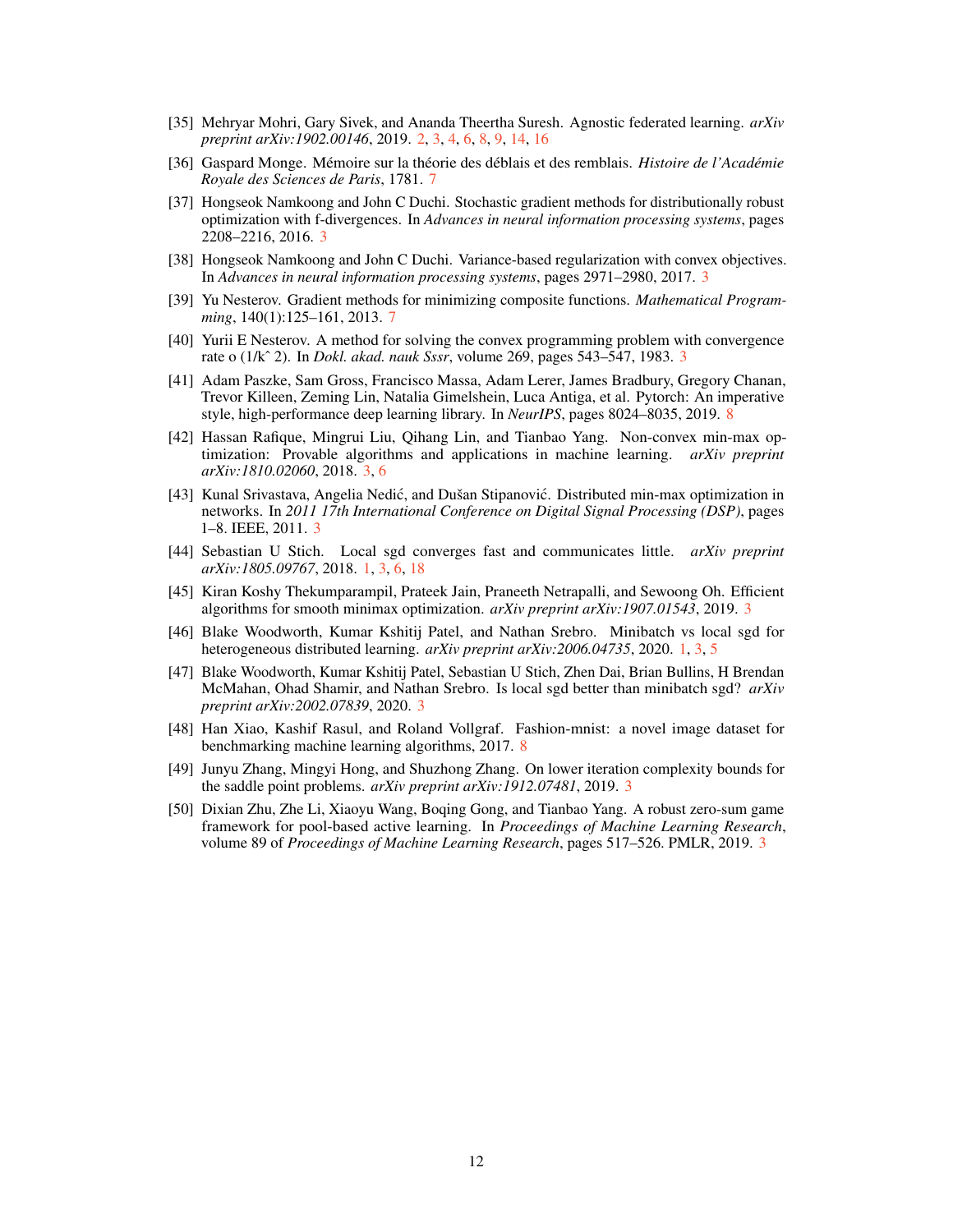[35] Mehryar Mohri, Gary Sivek, and Ananda Theertha Suresh. Agnostic federated learning. *arXiv preprint arXiv:1902.00146*, 2019. 2, 3, 4, 6, 8, 9, 14, 16

[36] Gaspard Monge. Mémoire sur la théorie des déblais et des remblais. *Histoire de l'Académie Royale des Sciences de Paris*, 1781. 7

[37] Hongseok Namkoong and John C Duchi. Stochastic gradient methods for distributionally robust optimization with f-divergences. In *Advances in neural information processing systems*, pages 2208–2216, 2016. 3

[38] Hongseok Namkoong and John C Duchi. Variance-based regularization with convex objectives. In *Advances in neural information processing systems*, pages 2971–2980, 2017. 3

[39] Yu Nesterov. Gradient methods for minimizing composite functions. *Mathematical Programming*, 140(1):125–161, 2013. 7

[40] Yurii E Nesterov. A method for solving the convex programming problem with convergence rate o (1/kˆ 2). In *Dokl. akad. nauk Sssr*, volume 269, pages 543–547, 1983. 3

[41] Adam Paszke, Sam Gross, Francisco Massa, Adam Lerer, James Bradbury, Gregory Chanan, Trevor Killeen, Zeming Lin, Natalia Gimelshein, Luca Antiga, et al. Pytorch: An imperative style, high-performance deep learning library. In *NeurIPS*, pages 8024–8035, 2019. 8

[42] Hassan Rafique, Mingrui Liu, Qihang Lin, and Tianbao Yang. Non-convex min-max optimization: Provable algorithms and applications in machine learning. *arXiv preprint arXiv:1810.02060*, 2018. 3, 6

[43] Kunal Srivastava, Angelia Nedić, and Dušan Stipanović. Distributed min-max optimization in networks. In *2011 17th International Conference on Digital Signal Processing (DSP)*, pages 1–8. IEEE, 2011. 3

[44] Sebastian U Stich. Local sgd converges fast and communicates little. *arXiv preprint arXiv:1805.09767*, 2018. 1, 3, 6, 18

[45] Kiran Koshy Thekumparampil, Prateek Jain, Praneeth Netrapalli, and Sewoong Oh. Efficient algorithms for smooth minimax optimization. *arXiv preprint arXiv:1907.01543*, 2019. 3

[46] Blake Woodworth, Kumar Kshitij Patel, and Nathan Srebro. Minibatch vs local sgd for heterogeneous distributed learning. *arXiv preprint arXiv:2006.04735*, 2020. 1, 3, 5

[47] Blake Woodworth, Kumar Kshitij Patel, Sebastian U Stich, Zhen Dai, Brian Bullins, H Brendan McMahan, Ohad Shamir, and Nathan Srebro. Is local sgd better than minibatch sgd? *arXiv preprint arXiv:2002.07839*, 2020. 3

[48] Han Xiao, Kashif Rasul, and Roland Vollgraf. Fashion-mnist: a novel image dataset for benchmarking machine learning algorithms, 2017. 8

[49] Junyu Zhang, Mingyi Hong, and Shuzhong Zhang. On lower iteration complexity bounds for the saddle point problems. *arXiv preprint arXiv:1912.07481*, 2019. 3

[50] Dixian Zhu, Zhe Li, Xiaoyu Wang, Boqing Gong, and Tianbao Yang. A robust zero-sum game framework for pool-based active learning. In *Proceedings of Machine Learning Research*, volume 89 of *Proceedings of Machine Learning Research*, pages 517–526. PMLR, 2019. 3